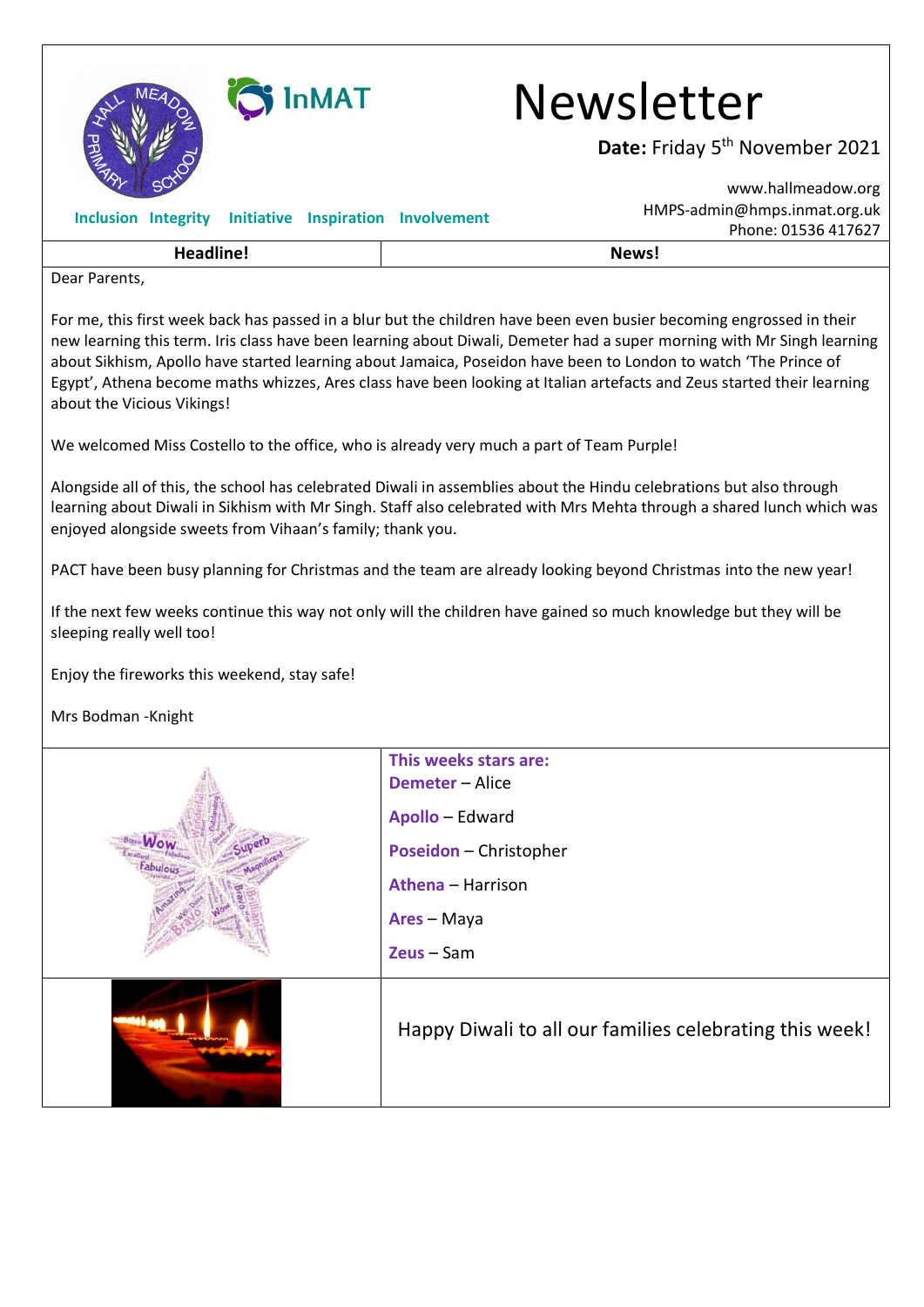# Newsletter

**Date:** Friday 5th November 2021

www.hallmeadow.org
HMPS-admin@hmps.inmat.org.uk
Phone: 01536 417627

**Inclusion Integrity Initiative Inspiration Involvement**

| Headline! | News! |
|---|---|

Dear Parents,

For me, this first week back has passed in a blur but the children have been even busier becoming engrossed in their new learning this term. Iris class have been learning about Diwali, Demeter had a super morning with Mr Singh learning about Sikhism, Apollo have started learning about Jamaica, Poseidon have been to London to watch 'The Prince of Egypt', Athena become maths whizzes, Ares class have been looking at Italian artefacts and Zeus started their learning about the Vicious Vikings!

We welcomed Miss Costello to the office, who is already very much a part of Team Purple!

Alongside all of this, the school has celebrated Diwali in assemblies about the Hindu celebrations but also through learning about Diwali in Sikhism with Mr Singh. Staff also celebrated with Mrs Mehta through a shared lunch which was enjoyed alongside sweets from Vihaan's family; thank you.

PACT have been busy planning for Christmas and the team are already looking beyond Christmas into the new year!

If the next few weeks continue this way not only will the children have gained so much knowledge but they will be sleeping really well too!

Enjoy the fireworks this weekend, stay safe!

Mrs Bodman -Knight

**This weeks stars are:**

**Demeter** – Alice

**Apollo** – Edward

**Poseidon** – Christopher

**Athena** – Harrison

**Ares** – Maya

**Zeus** – Sam

Happy Diwali to all our families celebrating this week!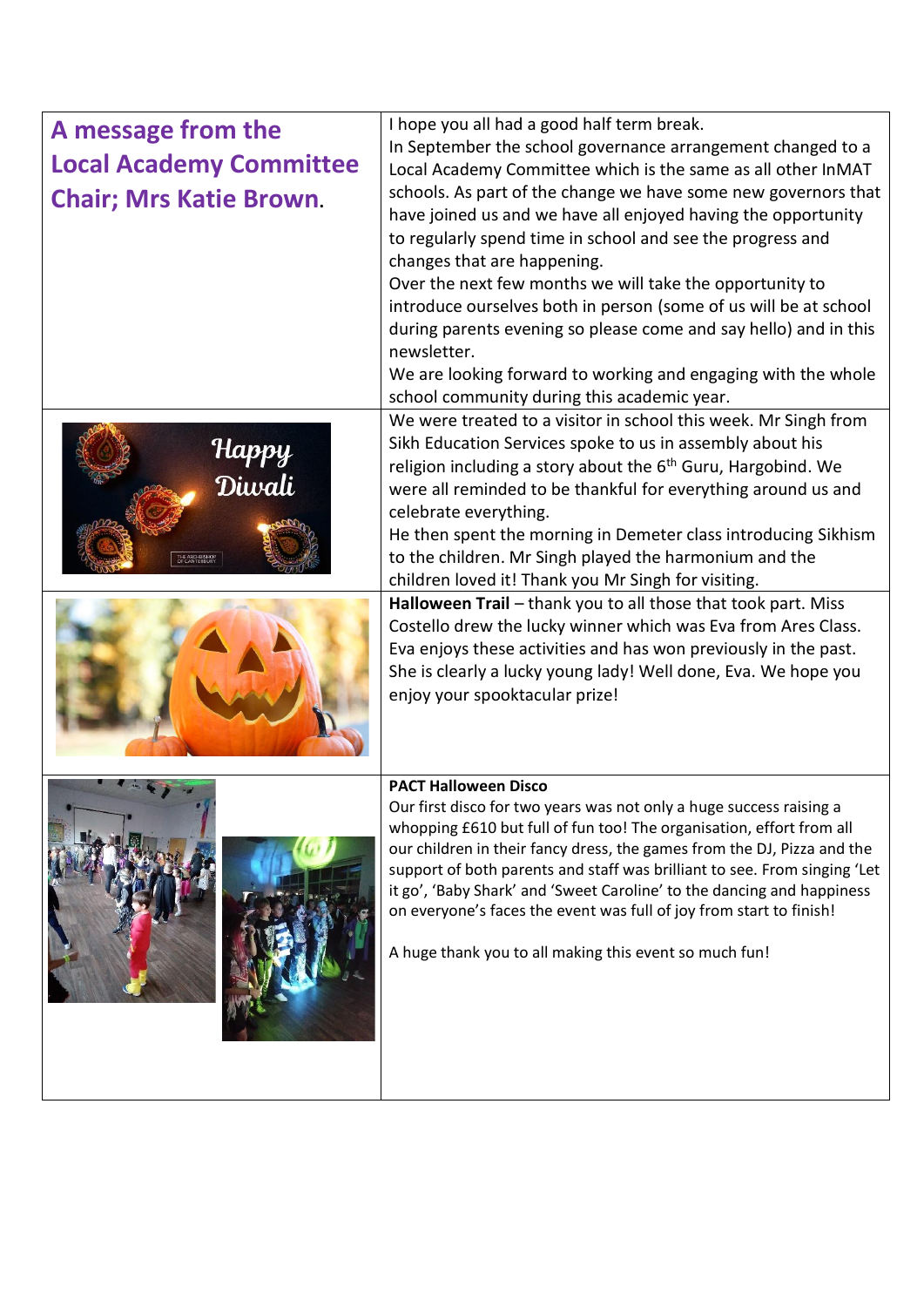## A message from the Local Academy Committee Chair; Mrs Katie Brown.

I hope you all had a good half term break.
In September the school governance arrangement changed to a Local Academy Committee which is the same as all other InMAT schools. As part of the change we have some new governors that have joined us and we have all enjoyed having the opportunity to regularly spend time in school and see the progress and changes that are happening.
Over the next few months we will take the opportunity to introduce ourselves both in person (some of us will be at school during parents evening so please come and say hello) and in this newsletter.
We are looking forward to working and engaging with the whole school community during this academic year.

We were treated to a visitor in school this week. Mr Singh from Sikh Education Services spoke to us in assembly about his religion including a story about the 6th Guru, Hargobind. We were all reminded to be thankful for everything around us and celebrate everything.
He then spent the morning in Demeter class introducing Sikhism to the children. Mr Singh played the harmonium and the children loved it! Thank you Mr Singh for visiting.

**Halloween Trail** – thank you to all those that took part. Miss Costello drew the lucky winner which was Eva from Ares Class. Eva enjoys these activities and has won previously in the past. She is clearly a lucky young lady! Well done, Eva. We hope you enjoy your spooktacular prize!

**PACT Halloween Disco**
Our first disco for two years was not only a huge success raising a whopping £610 but full of fun too! The organisation, effort from all our children in their fancy dress, the games from the DJ, Pizza and the support of both parents and staff was brilliant to see. From singing 'Let it go', 'Baby Shark' and 'Sweet Caroline' to the dancing and happiness on everyone's faces the event was full of joy from start to finish!

A huge thank you to all making this event so much fun!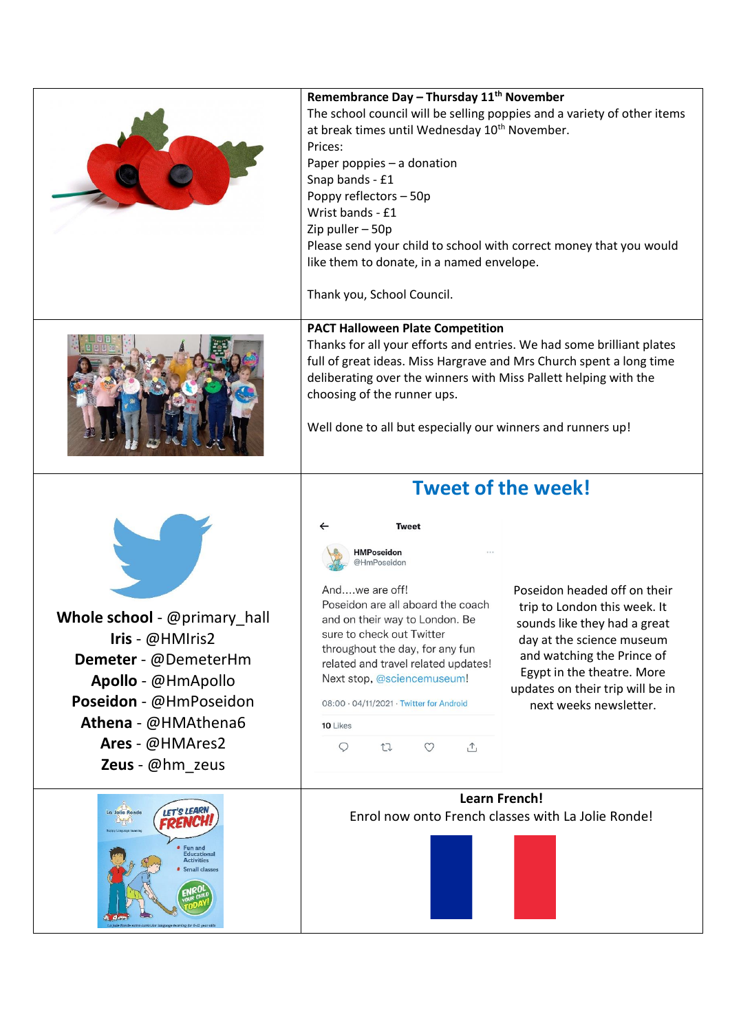**Remembrance Day – Thursday 11th November**

The school council will be selling poppies and a variety of other items at break times until Wednesday 10th November.

Prices:
Paper poppies – a donation
Snap bands - £1
Poppy reflectors – 50p
Wrist bands - £1
Zip puller – 50p

Please send your child to school with correct money that you would like them to donate, in a named envelope.

Thank you, School Council.

**PACT Halloween Plate Competition**

Thanks for all your efforts and entries. We had some brilliant plates full of great ideas. Miss Hargrave and Mrs Church spent a long time deliberating over the winners with Miss Pallett helping with the choosing of the runner ups.

Well done to all but especially our winners and runners up!

**Whole school** - @primary_hall
**Iris** - @HMIris2
**Demeter** - @DemeterHm
**Apollo** - @HmApollo
**Poseidon** - @HmPoseidon
**Athena** - @HMAthena6
**Ares** - @HMAres2
**Zeus** - @hm_zeus

## Tweet of the week!

Tweet

HMPoseidon
@HmPoseidon

And....we are off!
Poseidon are all aboard the coach and on their way to London. Be sure to check out Twitter throughout the day, for any fun related and travel related updates! Next stop, @sciencemuseum!

08:00 · 04/11/2021 · Twitter for Android

10 Likes

Poseidon headed off on their trip to London this week. It sounds like they had a great day at the science museum and watching the Prince of Egypt in the theatre. More updates on their trip will be in next weeks newsletter.

**Learn French!**

Enrol now onto French classes with La Jolie Ronde!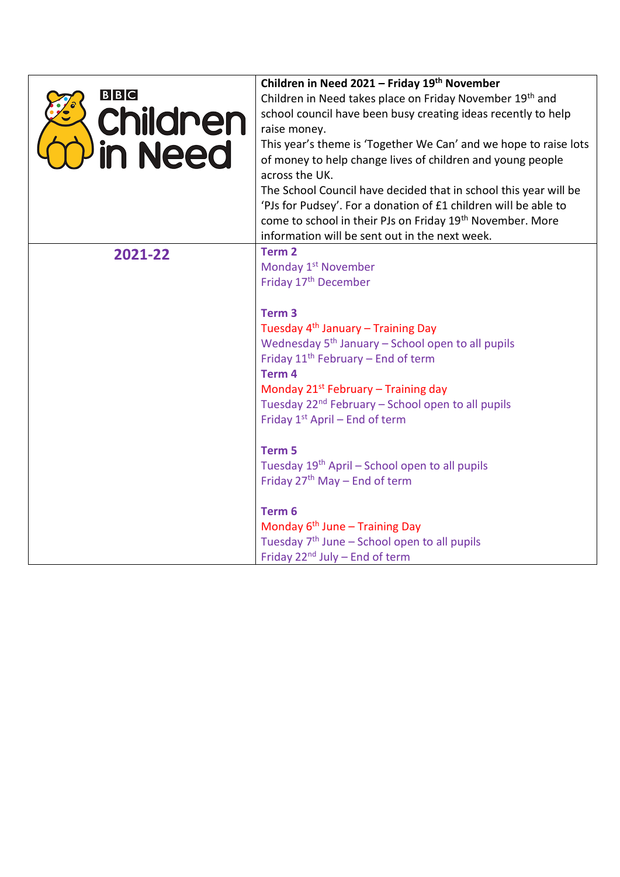| | |
|---|---|
| BBC Children in Need | **Children in Need 2021 – Friday 19th November**<br>Children in Need takes place on Friday November 19th and school council have been busy creating ideas recently to help raise money.<br>This year's theme is 'Together We Can' and we hope to raise lots of money to help change lives of children and young people across the UK.<br>The School Council have decided that in school this year will be 'PJs for Pudsey'. For a donation of £1 children will be able to come to school in their PJs on Friday 19th November. More information will be sent out in the next week. |
| **2021-22** | **Term 2**<br>Monday 1st November<br>Friday 17th December<br><br>**Term 3**<br>Tuesday 4th January – Training Day<br>Wednesday 5th January – School open to all pupils<br>Friday 11th February – End of term<br>**Term 4**<br>Monday 21st February – Training day<br>Tuesday 22nd February – School open to all pupils<br>Friday 1st April – End of term<br><br>**Term 5**<br>Tuesday 19th April – School open to all pupils<br>Friday 27th May – End of term<br><br>**Term 6**<br>Monday 6th June – Training Day<br>Tuesday 7th June – School open to all pupils<br>Friday 22nd July – End of term |